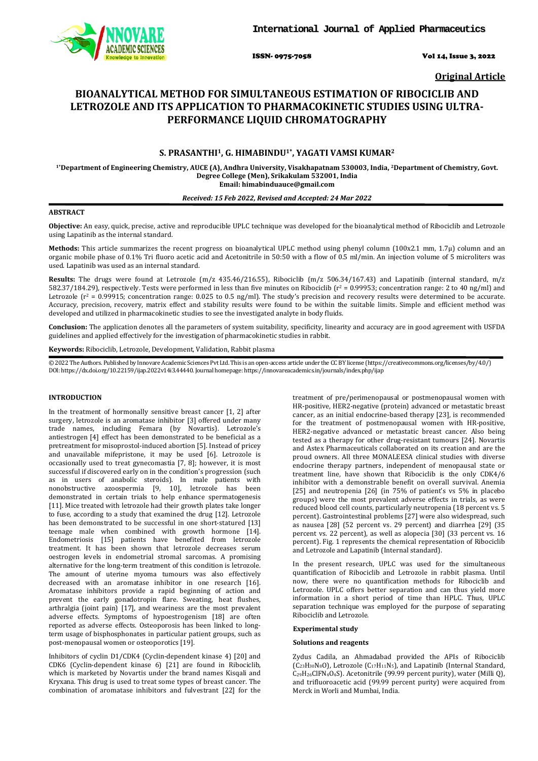**Original Article**

# BIOANALYTICAL METHOD FOR SIMULTANEOUS ESTIMATION OF RIBOCICLIB AND LETROZOLE AND ITS APPLICATION TO PHARMACOKINETIC STUDIES USING ULTRA-PERFORMANCE LIQUID CHROMATOGRAPHY

**S. PRASANTHI[1], G. HIMABINDU[1*], YAGATI VAMSI KUMAR[2]**

[1*]Department of Engineering Chemistry, AUCE (A), Andhra University, Visakhapatnam 530003, India, [2]Department of Chemistry, Govt. Degree College (Men), Srikakulam 532001, India
Email: himabinduauce@gmail.com

*Received: 15 Feb 2022, Revised and Accepted: 24 Mar 2022*

## ABSTRACT

**Objective:** An easy, quick, precise, active and reproducible UPLC technique was developed for the bioanalytical method of Ribociclib and Letrozole using Lapatinib as the internal standard.

**Methods:** This article summarizes the recent progress on bioanalytical UPLC method using phenyl column (100x2.1 mm, 1.7µ) column and an organic mobile phase of 0.1% Tri fluoro acetic acid and Acetonitrile in 50:50 with a flow of 0.5 ml/min. An injection volume of 5 microliters was used. Lapatinib was used as an internal standard.

**Results:** The drugs were found at Letrozole (m/z 435.46/216.55), Ribociclib (m/z 506.34/167.43) and Lapatinib (internal standard, m/z 582.37/184.29), respectively. Tests were performed in less than five minutes on Ribociclib ($r^2$ = 0.99953; concentration range: 2 to 40 ng/ml) and Letrozole ($r^2$ = 0.99915; concentration range: 0.025 to 0.5 ng/ml). The study's precision and recovery results were determined to be accurate. Accuracy, precision, recovery, matrix effect and stability results were found to be within the suitable limits. Simple and efficient method was developed and utilized in pharmacokinetic studies to see the investigated analyte in body fluids.

**Conclusion:** The application denotes all the parameters of system suitability, specificity, linearity and accuracy are in good agreement with USFDA guidelines and applied effectively for the investigation of pharmacokinetic studies in rabbit.

**Keywords:** Ribociclib, Letrozole, Development, Validation, Rabbit plasma

© 2022 The Authors. Published by Innovare Academic Sciences Pvt Ltd. This is an open-access article under the CC BY license (https://creativecommons.org/licenses/by/4.0/)
DOI: https://dx.doi.org/10.22159/ijap.2022v14i3.44440. Journal homepage: https://innovareacademics.in/journals/index.php/ijap

## INTRODUCTION

In the treatment of hormonally sensitive breast cancer [1, 2] after surgery, letrozole is an aromatase inhibitor [3] offered under many trade names, including Femara (by Novartis). Letrozole's antiestrogen [4] effect has been demonstrated to be beneficial as a pretreatment for misoprostol-induced abortion [5]. Instead of pricey and unavailable mifepristone, it may be used [6]. Letrozole is occasionally used to treat gynecomastia [7, 8]; however, it is most successful if discovered early on in the condition's progression (such as in users of anabolic steroids). In male patients with nonobstructive azoospermia [9, 10], letrozole has been demonstrated in certain trials to help enhance spermatogenesis [11]. Mice treated with letrozole had their growth plates take longer to fuse, according to a study that examined the drug [12]. Letrozole has been demonstrated to be successful in one short-statured [13] teenage male when combined with growth hormone [14]. Endometriosis [15] patients have benefited from letrozole treatment. It has been shown that letrozole decreases serum oestrogen levels in endometrial stromal sarcomas. A promising alternative for the long-term treatment of this condition is letrozole. The amount of uterine myoma tumours was also effectively decreased with an aromatase inhibitor in one research [16]. Aromatase inhibitors provide a rapid beginning of action and prevent the early gonadotropin flare. Sweating, heat flushes, arthralgia (joint pain) [17], and weariness are the most prevalent adverse effects. Symptoms of hypoestrogenism [18] are often reported as adverse effects. Osteoporosis has been linked to long-term usage of bisphosphonates in particular patient groups, such as post-menopausal women or osteoporotics [19].

Inhibitors of cyclin D1/CDK4 (Cyclin-dependent kinase 4) [20] and CDK6 (Cyclin-dependent kinase 6) [21] are found in Ribociclib, which is marketed by Novartis under the brand names Kisqali and Kryxana. This drug is used to treat some types of breast cancer. The combination of aromatase inhibitors and fulvestrant [22] for the treatment of pre/perimenopausal or postmenopausal women with HR-positive, HER2-negative (protein) advanced or metastatic breast cancer, as an initial endocrine-based therapy [23], is recommended for the treatment of postmenopausal women with HR-positive, HER2-negative advanced or metastatic breast cancer. Also being tested as a therapy for other drug-resistant tumours [24]. Novartis and Astex Pharmaceuticals collaborated on its creation and are the proud owners. All three MONALEESA clinical studies with diverse endocrine therapy partners, independent of menopausal state or treatment line, have shown that Ribociclib is the only CDK4/6 inhibitor with a demonstrable benefit on overall survival. Anemia [25] and neutropenia [26] (in 75% of patient's vs 5% in placebo groups) were the most prevalent adverse effects in trials, as were reduced blood cell counts, particularly neutropenia (18 percent vs. 5 percent). Gastrointestinal problems [27] were also widespread, such as nausea [28] (52 percent vs. 29 percent) and diarrhea [29] (35 percent vs. 22 percent), as well as alopecia [30] (33 percent vs. 16 percent). Fig. 1 represents the chemical representation of Ribociclib and Letrozole and Lapatinib (Internal standard).

In the present research, UPLC was used for the simultaneous quantification of Ribociclib and Letrozole in rabbit plasma. Until now, there were no quantification methods for Ribociclib and Letrozole. UPLC offers better separation and can thus yield more information in a short period of time than HPLC. Thus, UPLC separation technique was employed for the purpose of separating Ribociclib and Letrozole.

### Experimental study

### Solutions and reagents

Zydus Cadila, an Ahmadabad provided the APIs of Ribociclib ($C_{23}H_{30}N_8O$), Letrozole ($C_{17}H_{11}N_5$), and Lapatinib (Internal Standard, $C_{29}H_{26}ClFN_4O_4S$). Acetonitrile (99.99 percent purity), water (Milli Q), and trifluoroacetic acid (99.99 percent purity) were acquired from Merck in Worli and Mumbai, India.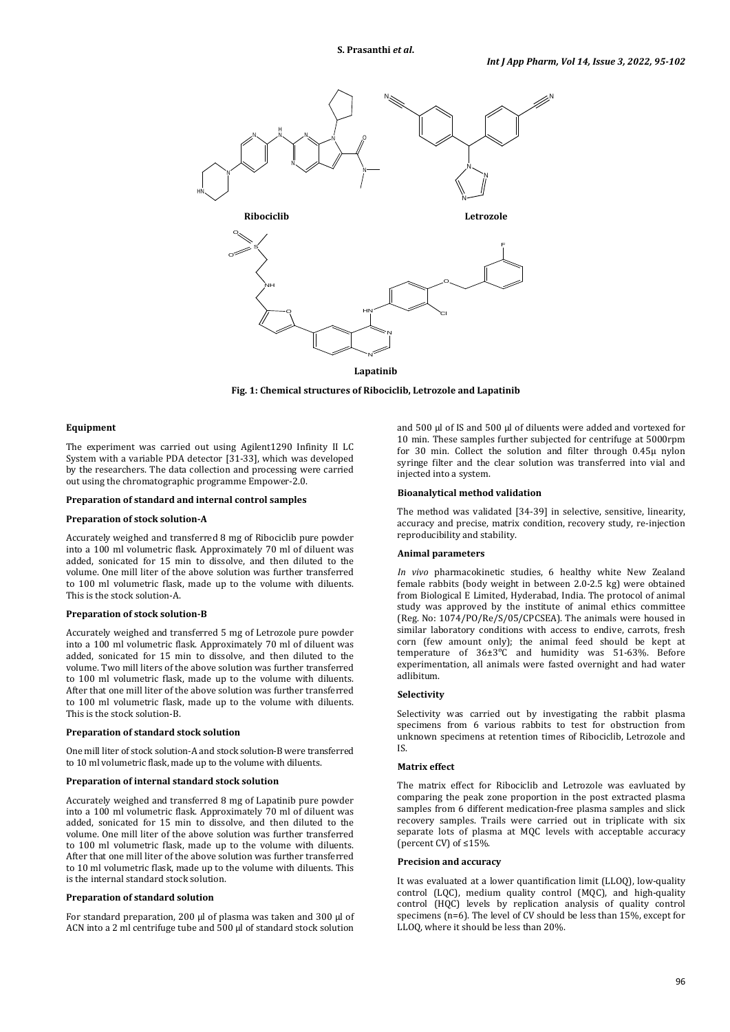**Ribociclib** **Letrozole**

**Lapatinib**

**Fig. 1: Chemical structures of Ribociclib, Letrozole and Lapatinib**

### Equipment

The experiment was carried out using Agilent1290 Infinity II LC System with a variable PDA detector [31-33], which was developed by the researchers. The data collection and processing were carried out using the chromatographic programme Empower-2.0.

### Preparation of standard and internal control samples

### Preparation of stock solution-A

Accurately weighed and transferred 8 mg of Ribociclib pure powder into a 100 ml volumetric flask. Approximately 70 ml of diluent was added, sonicated for 15 min to dissolve, and then diluted to the volume. One mill liter of the above solution was further transferred to 100 ml volumetric flask, made up to the volume with diluents. This is the stock solution-A.

### Preparation of stock solution-B

Accurately weighed and transferred 5 mg of Letrozole pure powder into a 100 ml volumetric flask. Approximately 70 ml of diluent was added, sonicated for 15 min to dissolve, and then diluted to the volume. Two mill liters of the above solution was further transferred to 100 ml volumetric flask, made up to the volume with diluents. After that one mill liter of the above solution was further transferred to 100 ml volumetric flask, made up to the volume with diluents. This is the stock solution-B.

### Preparation of standard stock solution

One mill liter of stock solution-A and stock solution-B were transferred to 10 ml volumetric flask, made up to the volume with diluents.

### Preparation of internal standard stock solution

Accurately weighed and transferred 8 mg of Lapatinib pure powder into a 100 ml volumetric flask. Approximately 70 ml of diluent was added, sonicated for 15 min to dissolve, and then diluted to the volume. One mill liter of the above solution was further transferred to 100 ml volumetric flask, made up to the volume with diluents. After that one mill liter of the above solution was further transferred to 10 ml volumetric flask, made up to the volume with diluents. This is the internal standard stock solution.

### Preparation of standard solution

For standard preparation, 200 µl of plasma was taken and 300 µl of ACN into a 2 ml centrifuge tube and 500 µl of standard stock solution and 500 µl of IS and 500 µl of diluents were added and vortexed for 10 min. These samples further subjected for centrifuge at 5000rpm for 30 min. Collect the solution and filter through 0.45µ nylon syringe filter and the clear solution was transferred into vial and injected into a system.

### Bioanalytical method validation

The method was validated [34-39] in selective, sensitive, linearity, accuracy and precise, matrix condition, recovery study, re-injection reproducibility and stability.

### Animal parameters

*In vivo* pharmacokinetic studies, 6 healthy white New Zealand female rabbits (body weight in between 2.0-2.5 kg) were obtained from Biological E Limited, Hyderabad, India. The protocol of animal study was approved by the institute of animal ethics committee (Reg. No: 1074/PO/Re/S/05/CPCSEA). The animals were housed in similar laboratory conditions with access to endive, carrots, fresh corn (few amount only); the animal feed should be kept at temperature of 36±3℃ and humidity was 51-63%. Before experimentation, all animals were fasted overnight and had water adlibitum.

### Selectivity

Selectivity was carried out by investigating the rabbit plasma specimens from 6 various rabbits to test for obstruction from unknown specimens at retention times of Ribociclib, Letrozole and IS.

### Matrix effect

The matrix effect for Ribociclib and Letrozole was eavluated by comparing the peak zone proportion in the post extracted plasma samples from 6 different medication-free plasma samples and slick recovery samples. Trails were carried out in triplicate with six separate lots of plasma at MQC levels with acceptable accuracy (percent CV) of ≤15%.

### Precision and accuracy

It was evaluated at a lower quantification limit (LLOQ), low-quality control (LQC), medium quality control (MQC), and high-quality control (HQC) levels by replication analysis of quality control specimens (n=6). The level of CV should be less than 15%, except for LLOQ, where it should be less than 20%.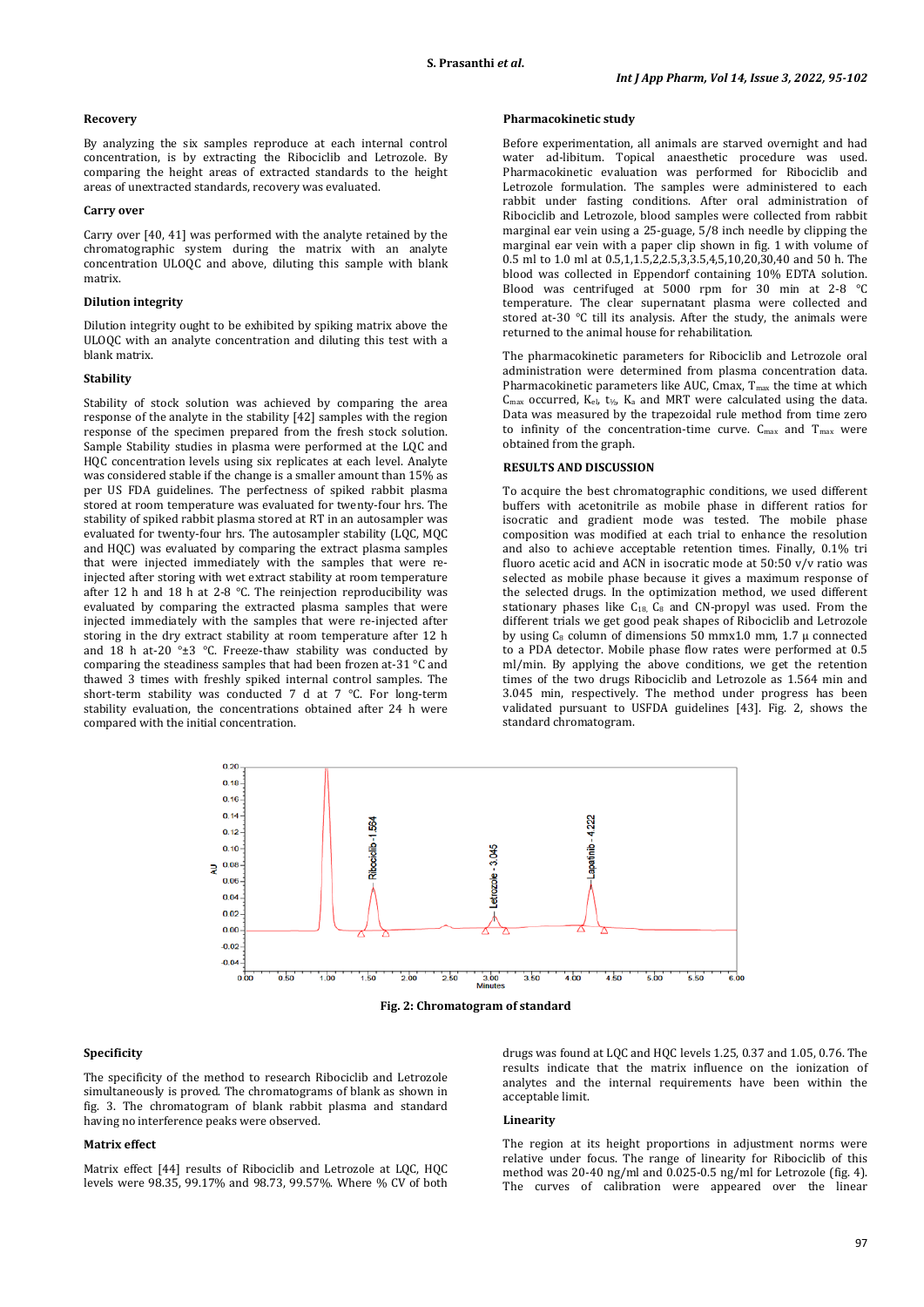### Recovery

By analyzing the six samples reproduce at each internal control concentration, is by extracting the Ribociclib and Letrozole. By comparing the height areas of extracted standards to the height areas of unextracted standards, recovery was evaluated.

### Carry over

Carry over [40, 41] was performed with the analyte retained by the chromatographic system during the matrix with an analyte concentration ULOQC and above, diluting this sample with blank matrix.

### Dilution integrity

Dilution integrity ought to be exhibited by spiking matrix above the ULOQC with an analyte concentration and diluting this test with a blank matrix.

### Stability

Stability of stock solution was achieved by comparing the area response of the analyte in the stability [42] samples with the region response of the specimen prepared from the fresh stock solution. Sample Stability studies in plasma were performed at the LQC and HQC concentration levels using six replicates at each level. Analyte was considered stable if the change is a smaller amount than 15% as per US FDA guidelines. The perfectness of spiked rabbit plasma stored at room temperature was evaluated for twenty-four hrs. The stability of spiked rabbit plasma stored at RT in an autosampler was evaluated for twenty-four hrs. The autosampler stability (LQC, MQC and HQC) was evaluated by comparing the extract plasma samples that were injected immediately with the samples that were re-injected after storing with wet extract stability at room temperature after 12 h and 18 h at 2-8 °C. The reinjection reproducibility was evaluated by comparing the extracted plasma samples that were injected immediately with the samples that were re-injected after storing in the dry extract stability at room temperature after 12 h and 18 h at-20 °±3 °C. Freeze-thaw stability was conducted by comparing the steadiness samples that had been frozen at-31 °C and thawed 3 times with freshly spiked internal control samples. The short-term stability was conducted 7 d at 7 °C. For long-term stability evaluation, the concentrations obtained after 24 h were compared with the initial concentration.

### Pharmacokinetic study

Before experimentation, all animals are starved overnight and had water ad-libitum. Topical anaesthetic procedure was used. Pharmacokinetic evaluation was performed for Ribociclib and Letrozole formulation. The samples were administered to each rabbit under fasting conditions. After oral administration of Ribociclib and Letrozole, blood samples were collected from rabbit marginal ear vein using a 25-guage, 5/8 inch needle by clipping the marginal ear vein with a paper clip shown in fig. 1 with volume of 0.5 ml to 1.0 ml at 0.5,1,1.5,2,2.5,3,3.5,4,5,10,20,30,40 and 50 h. The blood was collected in Eppendorf containing 10% EDTA solution. Blood was centrifuged at 5000 rpm for 30 min at 2-8 °C temperature. The clear supernatant plasma were collected and stored at-30 °C till its analysis. After the study, the animals were returned to the animal house for rehabilitation.

The pharmacokinetic parameters for Ribociclib and Letrozole oral administration were determined from plasma concentration data. Pharmacokinetic parameters like AUC, Cmax, $T_{max}$ the time at which $C_{max}$ occurred, $K_{el}$, $t_{1/2}$, $K_a$ and MRT were calculated using the data. Data was measured by the trapezoidal rule method from time zero to infinity of the concentration-time curve. $C_{max}$ and $T_{max}$ were obtained from the graph.

## RESULTS AND DISCUSSION

To acquire the best chromatographic conditions, we used different buffers with acetonitrile as mobile phase in different ratios for isocratic and gradient mode was tested. The mobile phase composition was modified at each trial to enhance the resolution and also to achieve acceptable retention times. Finally, 0.1% tri fluoro acetic acid and ACN in isocratic mode at 50:50 v/v ratio was selected as mobile phase because it gives a maximum response of the selected drugs. In the optimization method, we used different stationary phases like $C_{18}$, $C_8$ and CN-propyl was used. From the different trials we get good peak shapes of Ribociclib and Letrozole by using $C_8$ column of dimensions 50 mmx1.0 mm, 1.7 µ connected to a PDA detector. Mobile phase flow rates were performed at 0.5 ml/min. By applying the above conditions, we get the retention times of the two drugs Ribociclib and Letrozole as 1.564 min and 3.045 min, respectively. The method under progress has been validated pursuant to USFDA guidelines [43]. Fig. 2, shows the standard chromatogram.

**Fig. 2: Chromatogram of standard**

### Specificity

The specificity of the method to research Ribociclib and Letrozole simultaneously is proved. The chromatograms of blank as shown in fig. 3. The chromatogram of blank rabbit plasma and standard having no interference peaks were observed.

### Matrix effect

Matrix effect [44] results of Ribociclib and Letrozole at LQC, HQC levels were 98.35, 99.17% and 98.73, 99.57%. Where % CV of both drugs was found at LQC and HQC levels 1.25, 0.37 and 1.05, 0.76. The results indicate that the matrix influence on the ionization of analytes and the internal requirements have been within the acceptable limit.

### Linearity

The region at its height proportions in adjustment norms were relative under focus. The range of linearity for Ribociclib of this method was 20-40 ng/ml and 0.025-0.5 ng/ml for Letrozole (fig. 4). The curves of calibration were appeared over the linear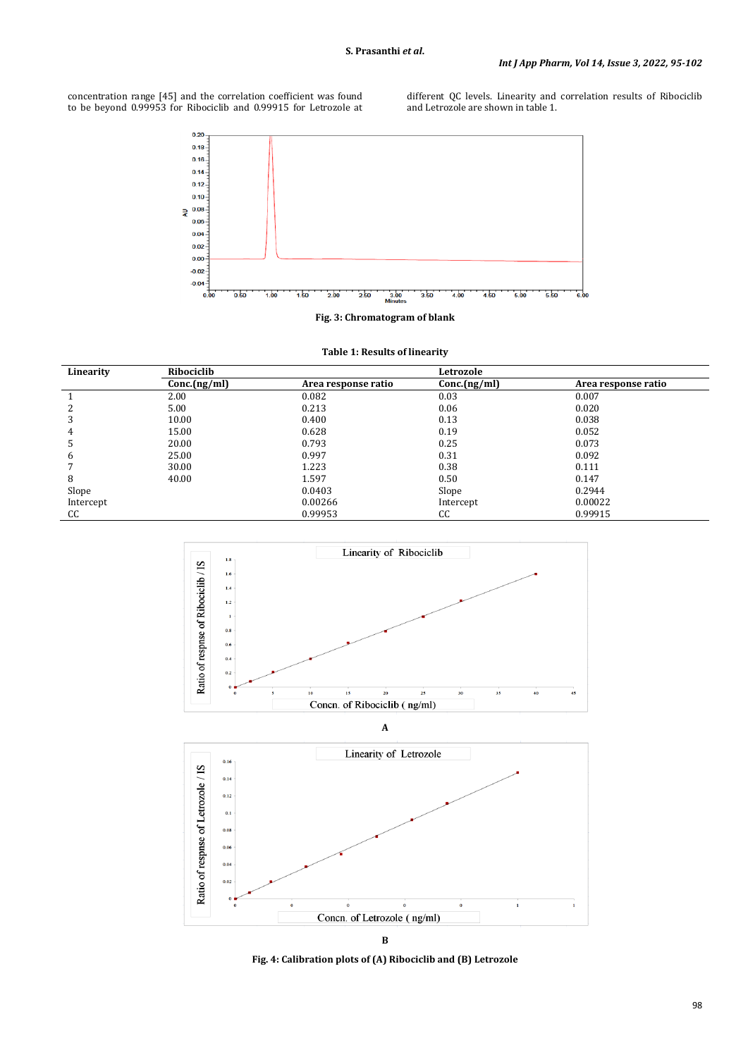concentration range [45] and the correlation coefficient was found to be beyond 0.99953 for Ribociclib and 0.99915 for Letrozole at different QC levels. Linearity and correlation results of Ribociclib and Letrozole are shown in table 1.

**Fig. 3: Chromatogram of blank**

**Table 1: Results of linearity**

| Linearity | Ribociclib | | Letrozole | |
|---|---|---|---|---|
| | Conc.(ng/ml) | Area response ratio | Conc.(ng/ml) | Area response ratio |
| 1 | 2.00 | 0.082 | 0.03 | 0.007 |
| 2 | 5.00 | 0.213 | 0.06 | 0.020 |
| 3 | 10.00 | 0.400 | 0.13 | 0.038 |
| 4 | 15.00 | 0.628 | 0.19 | 0.052 |
| 5 | 20.00 | 0.793 | 0.25 | 0.073 |
| 6 | 25.00 | 0.997 | 0.31 | 0.092 |
| 7 | 30.00 | 1.223 | 0.38 | 0.111 |
| 8 | 40.00 | 1.597 | 0.50 | 0.147 |
| Slope | | 0.0403 | Slope | 0.2944 |
| Intercept | | 0.00266 | Intercept | 0.00022 |
| CC | | 0.99953 | CC | 0.99915 |

A

B

**Fig. 4: Calibration plots of (A) Ribociclib and (B) Letrozole**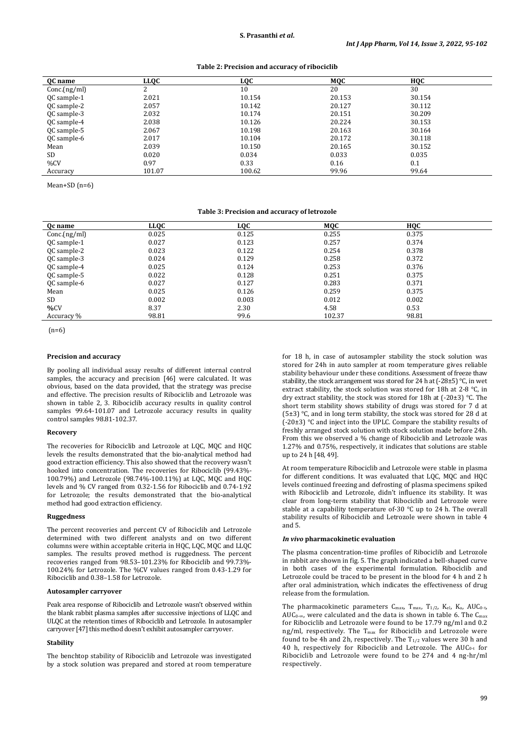**Table 2: Precision and accuracy of ribociclib**

| QC name | LLQC | LQC | MQC | HQC |
|---|---|---|---|---|
| Conc.(ng/ml) | 2 | 10 | 20 | 30 |
| QC sample-1 | 2.021 | 10.154 | 20.153 | 30.154 |
| QC sample-2 | 2.057 | 10.142 | 20.127 | 30.112 |
| QC sample-3 | 2.032 | 10.174 | 20.151 | 30.209 |
| QC sample-4 | 2.038 | 10.126 | 20.224 | 30.153 |
| QC sample-5 | 2.067 | 10.198 | 20.163 | 30.164 |
| QC sample-6 | 2.017 | 10.104 | 20.172 | 30.118 |
| Mean | 2.039 | 10.150 | 20.165 | 30.152 |
| SD | 0.020 | 0.034 | 0.033 | 0.035 |
| %CV | 0.97 | 0.33 | 0.16 | 0.1 |
| Accuracy | 101.07 | 100.62 | 99.96 | 99.64 |

Mean+SD (n=6)

**Table 3: Precision and accuracy of letrozole**

| Qc name | LLQC | LQC | MQC | HQC |
|---|---|---|---|---|
| Conc.(ng/ml) | 0.025 | 0.125 | 0.255 | 0.375 |
| QC sample-1 | 0.027 | 0.123 | 0.257 | 0.374 |
| QC sample-2 | 0.023 | 0.122 | 0.254 | 0.378 |
| QC sample-3 | 0.024 | 0.129 | 0.258 | 0.372 |
| QC sample-4 | 0.025 | 0.124 | 0.253 | 0.376 |
| QC sample-5 | 0.022 | 0.128 | 0.251 | 0.375 |
| QC sample-6 | 0.027 | 0.127 | 0.283 | 0.371 |
| Mean | 0.025 | 0.126 | 0.259 | 0.375 |
| SD | 0.002 | 0.003 | 0.012 | 0.002 |
| **%CV** | 8.37 | 2.30 | 4.58 | 0.53 |
| Accuracy % | 98.81 | 99.6 | 102.37 | 98.81 |

(n=6)

**Precision and accuracy**

By pooling all individual assay results of different internal control samples, the accuracy and precision [46] were calculated. It was obvious, based on the data provided, that the strategy was precise and effective. The precision results of Ribociclib and Letrozole was shown in table 2, 3. Ribociclib accuracy results in quality control samples 99.64-101.07 and Letrozole accuracy results in quality control samples 98.81-102.37.

**Recovery**

The recoveries for Ribociclib and Letrozole at LQC, MQC and HQC levels the results demonstrated that the bio-analytical method had good extraction efficiency. This also showed that the recovery wasn't hooked into concentration. The recoveries for Ribociclib (99.43%-100.79%) and Letrozole (98.74%-100.11%) at LQC, MQC and HQC levels and % CV ranged from 0.32-1.56 for Ribociclib and 0.74-1.92 for Letrozole; the results demonstrated that the bio-analytical method had good extraction efficiency.

**Ruggedness**

The percent recoveries and percent CV of Ribociclib and Letrozole determined with two different analysts and on two different columns were within acceptable criteria in HQC, LQC, MQC and LLQC samples. The results proved method is ruggedness. The percent recoveries ranged from 98.53–101.23% for Ribociclib and 99.73%-100.24% for Letrozole. The %CV values ranged from 0.43-1.29 for Ribociclib and 0.38–1.58 for Letrozole.

**Autosampler carryover**

Peak area response of Ribociclib and Letrozole wasn't observed within the blank rabbit plasma samples after successive injections of LLQC and ULQC at the retention times of Ribociclib and Letrozole. In autosampler carryover [47] this method doesn't exhibit autosampler carryover.

**Stability**

The benchtop stability of Ribociclib and Letrozole was investigated by a stock solution was prepared and stored at room temperature for 18 h, in case of autosampler stability the stock solution was stored for 24h in auto sampler at room temperature gives reliable stability behaviour under these conditions. Assessment of freeze thaw stability, the stock arrangement was stored for 24 h at (-28±5) °C, in wet extract stability, the stock solution was stored for 18h at 2-8 °C, in dry extract stability, the stock was stored for 18h at (-20±3) °C. The short term stability shows stability of drugs was stored for 7 d at (5±3) °C, and in long term stability, the stock was stored for 28 d at (-20±3) °C and inject into the UPLC. Compare the stability results of freshly arranged stock solution with stock solution made before 24h. From this we observed a % change of Ribociclib and Letrozole was 1.27% and 0.75%, respectively, it indicates that solutions are stable up to 24 h [48, 49].

At room temperature Ribociclib and Letrozole were stable in plasma for different conditions. It was evaluated that LQC, MQC and HQC levels continued freezing and defrosting of plasma specimens spiked with Ribociclib and Letrozole, didn't influence its stability. It was clear from long-term stability that Ribociclib and Letrozole were stable at a capability temperature of-30 °C up to 24 h. The overall stability results of Ribociclib and Letrozole were shown in table 4 and 5.

***In vivo* pharmacokinetic evaluation**

The plasma concentration-time profiles of Ribociclib and Letrozole in rabbit are shown in fig. 5. The graph indicated a bell-shaped curve in both cases of the experimental formulation. Ribociclib and Letrozole could be traced to be present in the blood for 4 h and 2 h after oral administration, which indicates the effectiveness of drug release from the formulation.

The pharmacokinetic parameters $C_{max}$, $T_{max}$, $T_{1/2}$, $K_{el}$, $K_a$, $AUC_{0-t}$, $AUC_{0-\infty}$, were calculated and the data is shown in table 6. The $C_{max}$ for Ribociclib and Letrozole were found to be 17.79 ng/ml and 0.2 ng/ml, respectively. The $T_{max}$ for Ribociclib and Letrozole were found to be 4h and 2h, respectively. The $T_{1/2}$ values were 30 h and 40 h, respectively for Ribociclib and Letrozole. The $AUC_{0-t}$ for Ribociclib and Letrozole were found to be 274 and 4 ng-hr/ml respectively.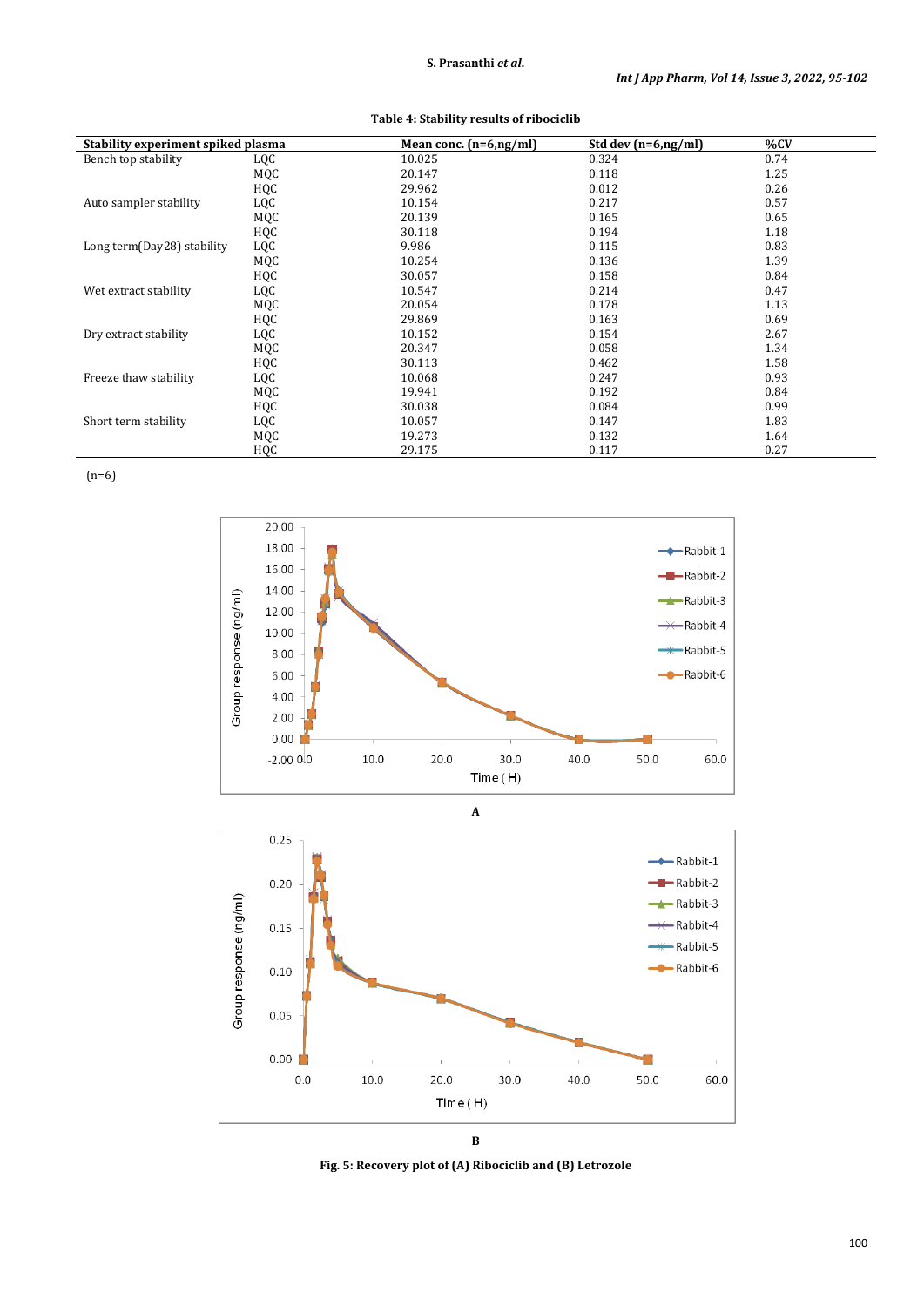**Table 4: Stability results of ribociclib**

| Stability experiment spiked plasma | | Mean conc. (n=6,ng/ml) | Std dev (n=6,ng/ml) | %CV |
|---|---|---|---|---|
| Bench top stability | LQC | 10.025 | 0.324 | 0.74 |
| | MQC | 20.147 | 0.118 | 1.25 |
| | HQC | 29.962 | 0.012 | 0.26 |
| Auto sampler stability | LQC | 10.154 | 0.217 | 0.57 |
| | MQC | 20.139 | 0.165 | 0.65 |
| | HQC | 30.118 | 0.194 | 1.18 |
| Long term(Day28) stability | LQC | 9.986 | 0.115 | 0.83 |
| | MQC | 10.254 | 0.136 | 1.39 |
| | HQC | 30.057 | 0.158 | 0.84 |
| Wet extract stability | LQC | 10.547 | 0.214 | 0.47 |
| | MQC | 20.054 | 0.178 | 1.13 |
| | HQC | 29.869 | 0.163 | 0.69 |
| Dry extract stability | LQC | 10.152 | 0.154 | 2.67 |
| | MQC | 20.347 | 0.058 | 1.34 |
| | HQC | 30.113 | 0.462 | 1.58 |
| Freeze thaw stability | LQC | 10.068 | 0.247 | 0.93 |
| | MQC | 19.941 | 0.192 | 0.84 |
| | HQC | 30.038 | 0.084 | 0.99 |
| Short term stability | LQC | 10.057 | 0.147 | 1.83 |
| | MQC | 19.273 | 0.132 | 1.64 |
| | HQC | 29.175 | 0.117 | 0.27 |

(n=6)

A

B

**Fig. 5: Recovery plot of (A) Ribociclib and (B) Letrozole**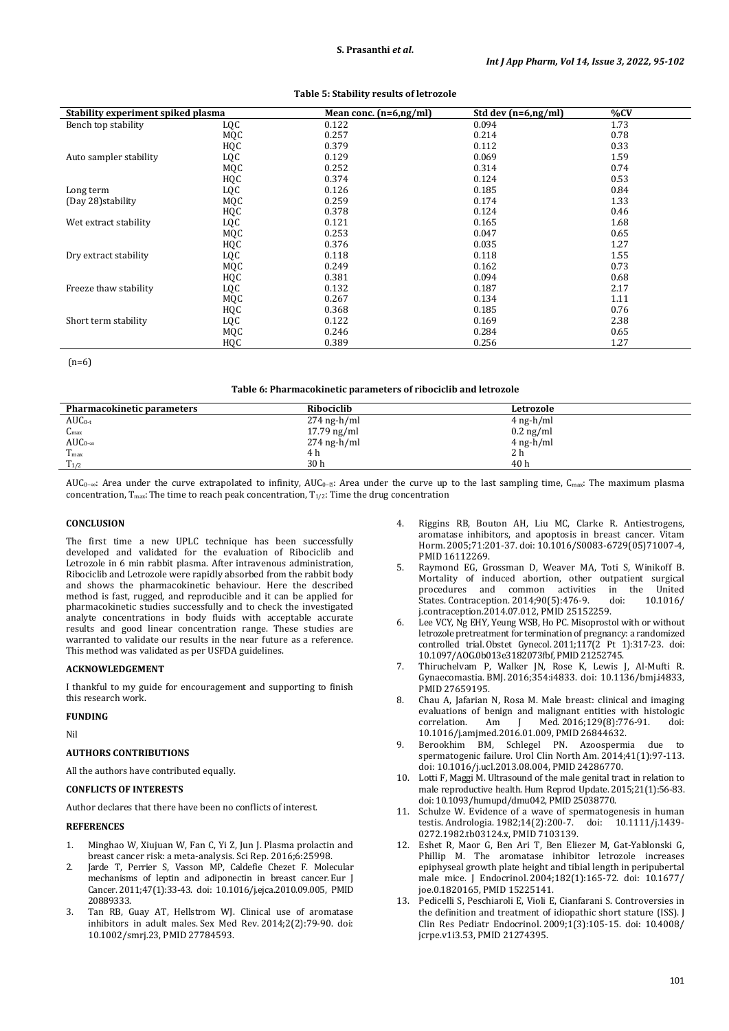**Table 5: Stability results of letrozole**

| Stability experiment spiked plasma | | Mean conc. (n=6,ng/ml) | Std dev (n=6,ng/ml) | %CV |
|---|---|---|---|---|
| Bench top stability | LQC | 0.122 | 0.094 | 1.73 |
| | MQC | 0.257 | 0.214 | 0.78 |
| | HQC | 0.379 | 0.112 | 0.33 |
| Auto sampler stability | LQC | 0.129 | 0.069 | 1.59 |
| | MQC | 0.252 | 0.314 | 0.74 |
| | HQC | 0.374 | 0.124 | 0.53 |
| Long term | LQC | 0.126 | 0.185 | 0.84 |
| (Day 28)stability | MQC | 0.259 | 0.174 | 1.33 |
| | HQC | 0.378 | 0.124 | 0.46 |
| Wet extract stability | LQC | 0.121 | 0.165 | 1.68 |
| | MQC | 0.253 | 0.047 | 0.65 |
| | HQC | 0.376 | 0.035 | 1.27 |
| Dry extract stability | LQC | 0.118 | 0.118 | 1.55 |
| | MQC | 0.249 | 0.162 | 0.73 |
| | HQC | 0.381 | 0.094 | 0.68 |
| Freeze thaw stability | LQC | 0.132 | 0.187 | 2.17 |
| | MQC | 0.267 | 0.134 | 1.11 |
| | HQC | 0.368 | 0.185 | 0.76 |
| Short term stability | LQC | 0.122 | 0.169 | 2.38 |
| | MQC | 0.246 | 0.284 | 0.65 |
| | HQC | 0.389 | 0.256 | 1.27 |

(n=6)

**Table 6: Pharmacokinetic parameters of ribociclib and letrozole**

| Pharmacokinetic parameters | Ribociclib | Letrozole |
|---|---|---|
| $AUC_{0-t}$ | 274 ng-h/ml | 4 ng-h/ml |
| $C_{max}$ | 17.79 ng/ml | 0.2 ng/ml |
| $AUC_{0-\infty}$ | 274 ng-h/ml | 4 ng-h/ml |
| $T_{max}$ | 4 h | 2 h |
| $T_{1/2}$ | 30 h | 40 h |

$AUC_{0-\infty}$: Area under the curve extrapolated to infinity, $AUC_{0-t}$: Area under the curve up to the last sampling time, $C_{max}$: The maximum plasma concentration, $T_{max}$: The time to reach peak concentration, $T_{1/2}$: Time the drug concentration

## CONCLUSION

The first time a new UPLC technique has been successfully developed and validated for the evaluation of Ribociclib and Letrozole in 6 min rabbit plasma. After intravenous administration, Ribociclib and Letrozole were rapidly absorbed from the rabbit body and shows the pharmacokinetic behaviour. Here the described method is fast, rugged, and reproducible and it can be applied for pharmacokinetic studies successfully and to check the investigated analyte concentrations in body fluids with acceptable accurate results and good linear concentration range. These studies are warranted to validate our results in the near future as a reference. This method was validated as per USFDA guidelines.

## ACKNOWLEDGEMENT

I thankful to my guide for encouragement and supporting to finish this research work.

## FUNDING

Nil

## AUTHORS CONTRIBUTIONS

All the authors have contributed equally.

## CONFLICTS OF INTERESTS

Author declares that there have been no conflicts of interest.

## REFERENCES

1. Minghao W, Xiujuan W, Fan C, Yi Z, Jun J. Plasma prolactin and breast cancer risk: a meta-analysis. Sci Rep. 2016;6:25998.
2. Jarde T, Perrier S, Vasson MP, Caldefie Chezet F. Molecular mechanisms of leptin and adiponectin in breast cancer. Eur J Cancer. 2011;47(1):33-43. doi: 10.1016/j.ejca.2010.09.005, PMID 20889333.
3. Tan RB, Guay AT, Hellstrom WJ. Clinical use of aromatase inhibitors in adult males. Sex Med Rev. 2014;2(2):79-90. doi: 10.1002/smrj.23, PMID 27784593.
4. Riggins RB, Bouton AH, Liu MC, Clarke R. Antiestrogens, aromatase inhibitors, and apoptosis in breast cancer. Vitam Horm. 2005;71:201-37. doi: 10.1016/S0083-6729(05)71007-4, PMID 16112269.
5. Raymond EG, Grossman D, Weaver MA, Toti S, Winikoff B. Mortality of induced abortion, other outpatient surgical procedures and common activities in the United States. Contraception. 2014;90(5):476-9. doi: 10.1016/j.contraception.2014.07.012, PMID 25152259.
6. Lee VCY, Ng EHY, Yeung WSB, Ho PC. Misoprostol with or without letrozole pretreatment for termination of pregnancy: a randomized controlled trial. Obstet Gynecol. 2011;117(2 Pt 1):317-23. doi: 10.1097/AOG.0b013e3182073fbf, PMID 21252745.
7. Thiruchelvam P, Walker JN, Rose K, Lewis J, Al-Mufti R. Gynaecomastia. BMJ. 2016;354:i4833. doi: 10.1136/bmj.i4833, PMID 27659195.
8. Chau A, Jafarian N, Rosa M. Male breast: clinical and imaging evaluations of benign and malignant entities with histologic correlation. Am J Med. 2016;129(8):776-91. doi: 10.1016/j.amjmed.2016.01.009, PMID 26844632.
9. Berookhim BM, Schlegel PN. Azoospermia due to spermatogenic failure. Urol Clin North Am. 2014;41(1):97-113. doi: 10.1016/j.ucl.2013.08.004, PMID 24286770.
10. Lotti F, Maggi M. Ultrasound of the male genital tract in relation to male reproductive health. Hum Reprod Update. 2015;21(1):56-83. doi: 10.1093/humupd/dmu042, PMID 25038770.
11. Schulze W. Evidence of a wave of spermatogenesis in human testis. Andrologia. 1982;14(2):200-7. doi: 10.1111/j.1439-0272.1982.tb03124.x, PMID 7103139.
12. Eshet R, Maor G, Ben Ari T, Ben Eliezer M, Gat-Yablonski G, Phillip M. The aromatase inhibitor letrozole increases epiphyseal growth plate height and tibial length in peripubertal male mice. J Endocrinol. 2004;182(1):165-72. doi: 10.1677/joe.0.1820165, PMID 15225141.
13. Pedicelli S, Peschiaroli E, Violi E, Cianfarani S. Controversies in the definition and treatment of idiopathic short stature (ISS). J Clin Res Pediatr Endocrinol. 2009;1(3):105-15. doi: 10.4008/jcrpe.v1i3.53, PMID 21274395.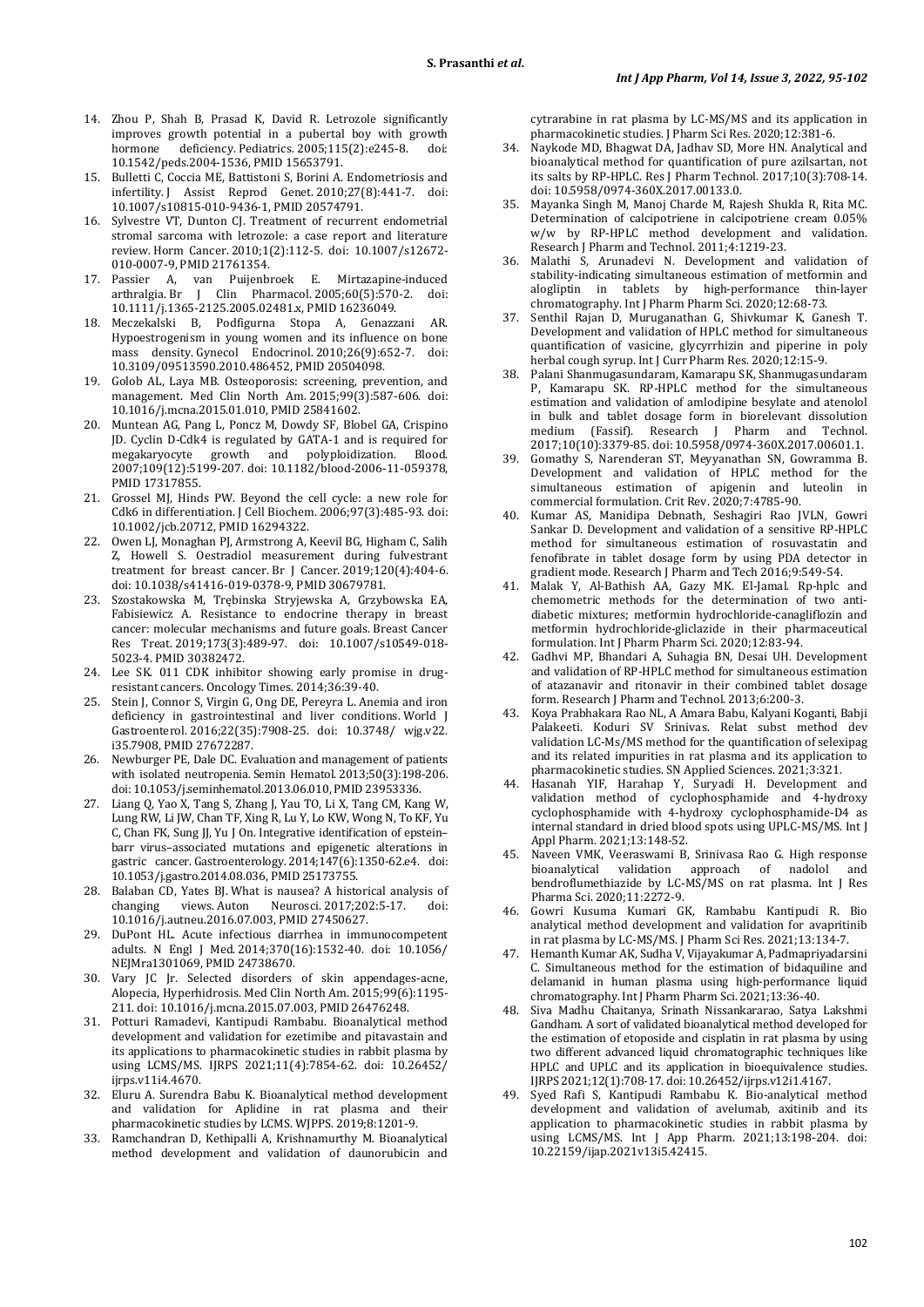14. Zhou P, Shah B, Prasad K, David R. Letrozole significantly improves growth potential in a pubertal boy with growth hormone deficiency. Pediatrics. 2005;115(2):e245-8. doi: 10.1542/peds.2004-1536, PMID 15653791.
15. Bulletti C, Coccia ME, Battistoni S, Borini A. Endometriosis and infertility. J Assist Reprod Genet. 2010;27(8):441-7. doi: 10.1007/s10815-010-9436-1, PMID 20574791.
16. Sylvestre VT, Dunton CJ. Treatment of recurrent endometrial stromal sarcoma with letrozole: a case report and literature review. Horm Cancer. 2010;1(2):112-5. doi: 10.1007/s12672-010-0007-9, PMID 21761354.
17. Passier A, van Puijenbroek E. Mirtazapine-induced arthralgia. Br J Clin Pharmacol. 2005;60(5):570-2. doi: 10.1111/j.1365-2125.2005.02481.x, PMID 16236049.
18. Meczekalski B, Podfigurna Stopa A, Genazzani AR. Hypoestrogenism in young women and its influence on bone mass density. Gynecol Endocrinol. 2010;26(9):652-7. doi: 10.3109/09513590.2010.486452, PMID 20504098.
19. Golob AL, Laya MB. Osteoporosis: screening, prevention, and management. Med Clin North Am. 2015;99(3):587-606. doi: 10.1016/j.mcna.2015.01.010, PMID 25841602.
20. Muntean AG, Pang L, Poncz M, Dowdy SF, Blobel GA, Crispino JD. Cyclin D-Cdk4 is regulated by GATA-1 and is required for megakaryocyte growth and polyploidization. Blood. 2007;109(12):5199-207. doi: 10.1182/blood-2006-11-059378, PMID 17317855.
21. Grossel MJ, Hinds PW. Beyond the cell cycle: a new role for Cdk6 in differentiation. J Cell Biochem. 2006;97(3):485-93. doi: 10.1002/jcb.20712, PMID 16294322.
22. Owen LJ, Monaghan PJ, Armstrong A, Keevil BG, Higham C, Salih Z, Howell S. Oestradiol measurement during fulvestrant treatment for breast cancer. Br J Cancer. 2019;120(4):404-6. doi: 10.1038/s41416-019-0378-9, PMID 30679781.
23. Szostakowska M, Trębinska Stryjewska A, Grzybowska EA, Fabisiewicz A. Resistance to endocrine therapy in breast cancer: molecular mechanisms and future goals. Breast Cancer Res Treat. 2019;173(3):489-97. doi: 10.1007/s10549-018-5023-4. PMID 30382472.
24. Lee SK. 011 CDK inhibitor showing early promise in drug-resistant cancers. Oncology Times. 2014;36:39-40.
25. Stein J, Connor S, Virgin G, Ong DE, Pereyra L. Anemia and iron deficiency in gastrointestinal and liver conditions. World J Gastroenterol. 2016;22(35):7908-25. doi: 10.3748/ wjg.v22.i35.7908, PMID 27672287.
26. Newburger PE, Dale DC. Evaluation and management of patients with isolated neutropenia. Semin Hematol. 2013;50(3):198-206. doi: 10.1053/j.seminhematol.2013.06.010, PMID 23953336.
27. Liang Q, Yao X, Tang S, Zhang J, Yau TO, Li X, Tang CM, Kang W, Lung RW, Li JW, Chan TF, Xing R, Lu Y, Lo KW, Wong N, To KF, Yu C, Chan FK, Sung JJ, Yu J On. Integrative identification of epstein–barr virus–associated mutations and epigenetic alterations in gastric cancer. Gastroenterology. 2014;147(6):1350-62.e4. doi: 10.1053/j.gastro.2014.08.036, PMID 25173755.
28. Balaban CD, Yates BJ. What is nausea? A historical analysis of changing views. Auton Neurosci. 2017;202:5-17. doi: 10.1016/j.autneu.2016.07.003, PMID 27450627.
29. DuPont HL. Acute infectious diarrhea in immunocompetent adults. N Engl J Med. 2014;370(16):1532-40. doi: 10.1056/ NEJMra1301069, PMID 24738670.
30. Vary JC Jr. Selected disorders of skin appendages-acne, Alopecia, Hyperhidrosis. Med Clin North Am. 2015;99(6):1195-211. doi: 10.1016/j.mcna.2015.07.003, PMID 26476248.
31. Potturi Ramadevi, Kantipudi Rambabu. Bioanalytical method development and validation for ezetimibe and pitavastain and its applications to pharmacokinetic studies in rabbit plasma by using LCMS/MS. IJRPS 2021;11(4):7854-62. doi: 10.26452/ ijrps.v11i4.4670.
32. Eluru A. Surendra Babu K. Bioanalytical method development and validation for Aplidine in rat plasma and their pharmacokinetic studies by LCMS. WJPPS. 2019;8:1201-9.
33. Ramchandran D, Kethipalli A, Krishnamurthy M. Bioanalytical method development and validation of daunorubicin and cytrarabine in rat plasma by LC-MS/MS and its application in pharmacokinetic studies. J Pharm Sci Res. 2020;12:381-6.
34. Naykode MD, Bhagwat DA, Jadhav SD, More HN. Analytical and bioanalytical method for quantification of pure azilsartan, not its salts by RP-HPLC. Res J Pharm Technol. 2017;10(3):708-14. doi: 10.5958/0974-360X.2017.00133.0.
35. Mayanka Singh M, Manoj Charde M, Rajesh Shukla R, Rita MC. Determination of calcipotriene in calcipotriene cream 0.05% w/w by RP-HPLC method development and validation. Research J Pharm and Technol. 2011;4:1219-23.
36. Malathi S, Arunadevi N. Development and validation of stability-indicating simultaneous estimation of metformin and alogliptin in tablets by high-performance thin-layer chromatography. Int J Pharm Pharm Sci. 2020;12:68-73.
37. Senthil Rajan D, Muruganathan G, Shivkumar K, Ganesh T. Development and validation of HPLC method for simultaneous quantification of vasicine, glycyrrhizin and piperine in poly herbal cough syrup. Int J Curr Pharm Res. 2020;12:15-9.
38. Palani Shanmugasundaram, Kamarapu SK, Shanmugasundaram P, Kamarapu SK. RP-HPLC method for the simultaneous estimation and validation of amlodipine besylate and atenolol in bulk and tablet dosage form in biorelevant dissolution medium (Fassif). Research J Pharm and Technol. 2017;10(10):3379-85. doi: 10.5958/0974-360X.2017.00601.1.
39. Gomathy S, Narenderan ST, Meyyanathan SN, Gowramma B. Development and validation of HPLC method for the simultaneous estimation of apigenin and luteolin in commercial formulation. Crit Rev. 2020;7:4785-90.
40. Kumar AS, Manidipa Debnath, Seshagiri Rao JVLN, Gowri Sankar D. Development and validation of a sensitive RP-HPLC method for simultaneous estimation of rosuvastatin and fenofibrate in tablet dosage form by using PDA detector in gradient mode. Research J Pharm and Tech 2016;9:549-54.
41. Malak Y, Al-Bathish AA, Gazy MK. El-Jamal. Rp-hplc and chemometric methods for the determination of two anti-diabetic mixtures; metformin hydrochloride-canagliflozin and metformin hydrochloride-gliclazide in their pharmaceutical formulation. Int J Pharm Pharm Sci. 2020;12:83-94.
42. Gadhvi MP, Bhandari A, Suhagia BN, Desai UH. Development and validation of RP-HPLC method for simultaneous estimation of atazanavir and ritonavir in their combined tablet dosage form. Research J Pharm and Technol. 2013;6:200-3.
43. Koya Prabhakara Rao NL, A Amara Babu, Kalyani Koganti, Babji Palakeeti. Koduri SV Srinivas. Relat subst method dev validation LC-Ms/MS method for the quantification of selexipag and its related impurities in rat plasma and its application to pharmacokinetic studies. SN Applied Sciences. 2021;3:321.
44. Hasanah YIF, Harahap Y, Suryadi H. Development and validation method of cyclophosphamide and 4-hydroxy cyclophosphamide with 4-hydroxy cyclophosphamide-D4 as internal standard in dried blood spots using UPLC-MS/MS. Int J Appl Pharm. 2021;13:148-52.
45. Naveen VMK, Veeraswami B, Srinivasa Rao G. High response bioanalytical validation approach of nadolol and bendroflumethiazide by LC-MS/MS on rat plasma. Int J Res Pharma Sci. 2020;11:2272-9.
46. Gowri Kusuma Kumari GK, Rambabu Kantipudi R. Bio analytical method development and validation for avapritinib in rat plasma by LC-MS/MS. J Pharm Sci Res. 2021;13:134-7.
47. Hemanth Kumar AK, Sudha V, Vijayakumar A, Padmapriyadarsini C. Simultaneous method for the estimation of bidaquiline and delamanid in human plasma using high-performance liquid chromatography. Int J Pharm Pharm Sci. 2021;13:36-40.
48. Siva Madhu Chaitanya, Srinath Nissankararao, Satya Lakshmi Gandham. A sort of validated bioanalytical method developed for the estimation of etoposide and cisplatin in rat plasma by using two different advanced liquid chromatographic techniques like HPLC and UPLC and its application in bioequivalence studies. IJRPS 2021;12(1):708-17. doi: 10.26452/ijrps.v12i1.4167.
49. Syed Rafi S, Kantipudi Rambabu K. Bio-analytical method development and validation of avelumab, axitinib and its application to pharmacokinetic studies in rabbit plasma by using LCMS/MS. Int J App Pharm. 2021;13:198-204. doi: 10.22159/ijap.2021v13i5.42415.